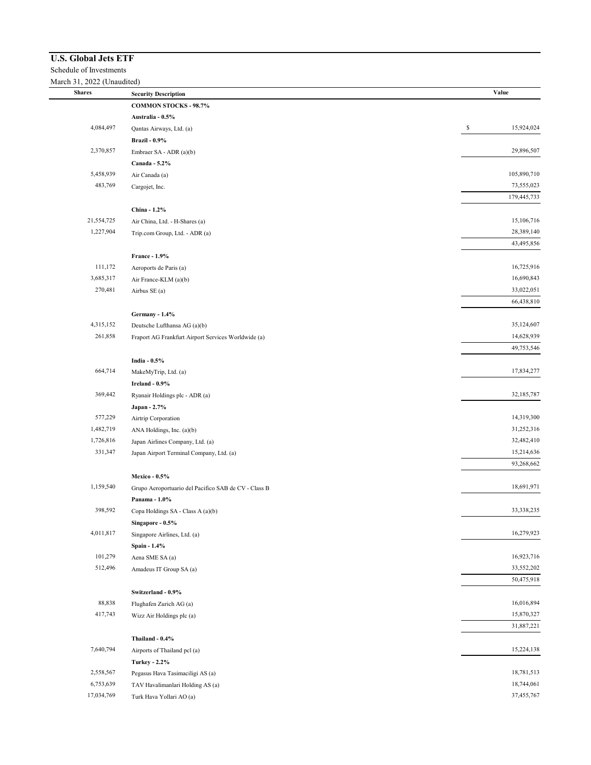## U.S. Global Jets ETF

Schedule of Investments

March 31, 2022 (Unaudited)

| Shares | Security Description | Value |
|---|---|---|
| | **COMMON STOCKS - 98.7%** | |
| | **Australia - 0.5%** | |
| 4,084,497 | Qantas Airways, Ltd. (a) | $ 15,924,024 |
| | **Brazil - 0.9%** | |
| 2,370,857 | Embraer SA - ADR (a)(b) | 29,896,507 |
| | **Canada - 5.2%** | |
| 5,458,939 | Air Canada (a) | 105,890,710 |
| 483,769 | Cargojet, Inc. | 73,555,023 |
| | | 179,445,733 |
| | **China - 1.2%** | |
| 21,554,725 | Air China, Ltd. - H-Shares (a) | 15,106,716 |
| 1,227,904 | Trip.com Group, Ltd. - ADR (a) | 28,389,140 |
| | | 43,495,856 |
| | **France - 1.9%** | |
| 111,172 | Aeroports de Paris (a) | 16,725,916 |
| 3,685,317 | Air France-KLM (a)(b) | 16,690,843 |
| 270,481 | Airbus SE (a) | 33,022,051 |
| | | 66,438,810 |
| | **Germany - 1.4%** | |
| 4,315,152 | Deutsche Lufthansa AG (a)(b) | 35,124,607 |
| 261,858 | Fraport AG Frankfurt Airport Services Worldwide (a) | 14,628,939 |
| | | 49,753,546 |
| | **India - 0.5%** | |
| 664,714 | MakeMyTrip, Ltd. (a) | 17,834,277 |
| | **Ireland - 0.9%** | |
| 369,442 | Ryanair Holdings plc - ADR (a) | 32,185,787 |
| | **Japan - 2.7%** | |
| 577,229 | Airtrip Corporation | 14,319,300 |
| 1,482,719 | ANA Holdings, Inc. (a)(b) | 31,252,316 |
| 1,726,816 | Japan Airlines Company, Ltd. (a) | 32,482,410 |
| 331,347 | Japan Airport Terminal Company, Ltd. (a) | 15,214,636 |
| | | 93,268,662 |
| | **Mexico - 0.5%** | |
| 1,159,540 | Grupo Aeroportuario del Pacifico SAB de CV - Class B | 18,691,971 |
| | **Panama - 1.0%** | |
| 398,592 | Copa Holdings SA - Class A (a)(b) | 33,338,235 |
| | **Singapore - 0.5%** | |
| 4,011,817 | Singapore Airlines, Ltd. (a) | 16,279,923 |
| | **Spain - 1.4%** | |
| 101,279 | Aena SME SA (a) | 16,923,716 |
| 512,496 | Amadeus IT Group SA (a) | 33,552,202 |
| | | 50,475,918 |
| | **Switzerland - 0.9%** | |
| 88,838 | Flughafen Zurich AG (a) | 16,016,894 |
| 417,743 | Wizz Air Holdings plc (a) | 15,870,327 |
| | | 31,887,221 |
| | **Thailand - 0.4%** | |
| 7,640,794 | Airports of Thailand pcl (a) | 15,224,138 |
| | **Turkey - 2.2%** | |
| 2,558,567 | Pegasus Hava Tasimaciligi AS (a) | 18,781,513 |
| 6,753,639 | TAV Havalimanlari Holding AS (a) | 18,744,061 |
| 17,034,769 | Turk Hava Yollari AO (a) | 37,455,767 |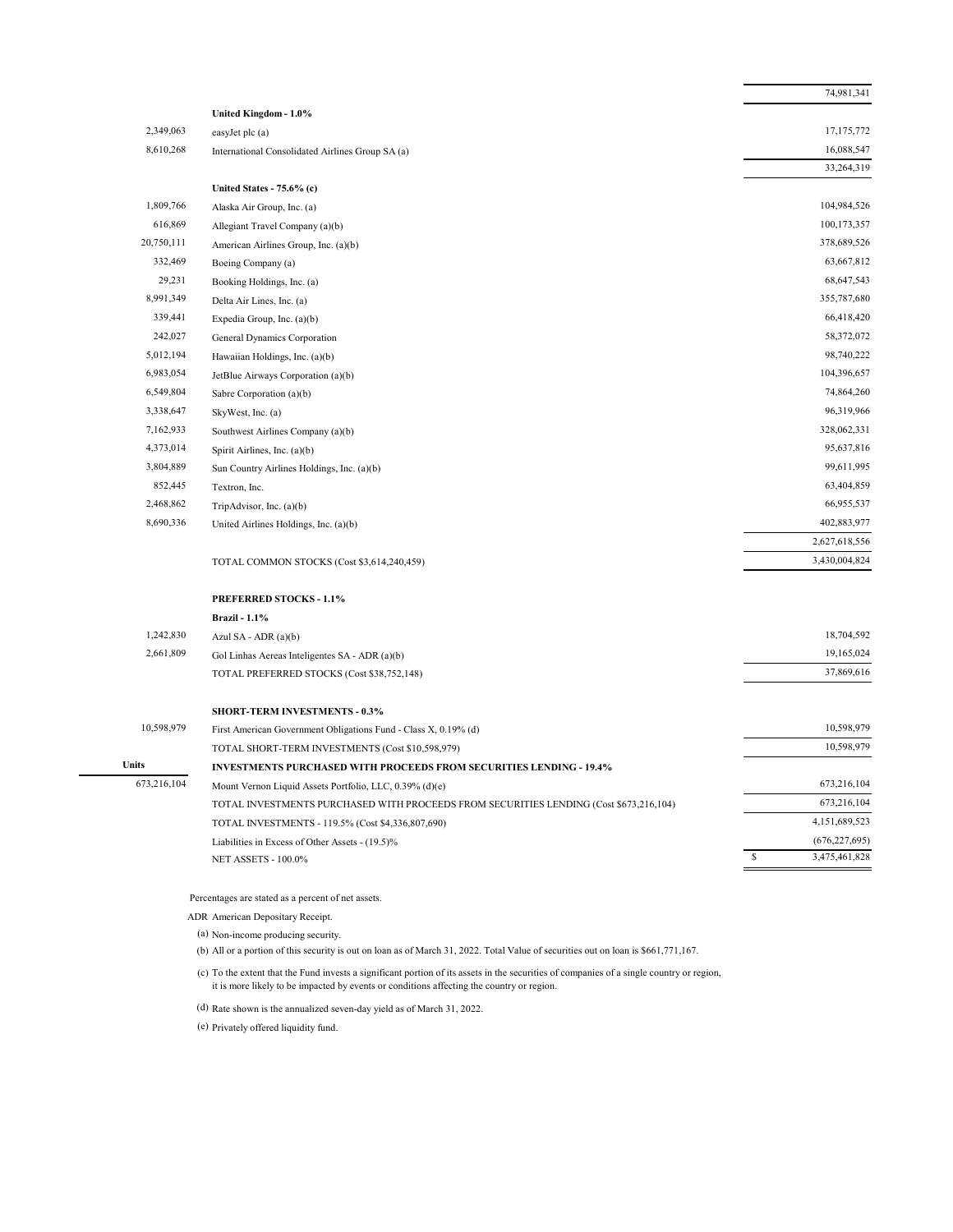| Shares | Security | Value |
|---|---|---|
| | | 74,981,341 |
| | **United Kingdom - 1.0%** | |
| 2,349,063 | easyJet plc (a) | 17,175,772 |
| 8,610,268 | International Consolidated Airlines Group SA (a) | 16,088,547 |
| | | 33,264,319 |
| | **United States - 75.6% (c)** | |
| 1,809,766 | Alaska Air Group, Inc. (a) | 104,984,526 |
| 616,869 | Allegiant Travel Company (a)(b) | 100,173,357 |
| 20,750,111 | American Airlines Group, Inc. (a)(b) | 378,689,526 |
| 332,469 | Boeing Company (a) | 63,667,812 |
| 29,231 | Booking Holdings, Inc. (a) | 68,647,543 |
| 8,991,349 | Delta Air Lines, Inc. (a) | 355,787,680 |
| 339,441 | Expedia Group, Inc. (a)(b) | 66,418,420 |
| 242,027 | General Dynamics Corporation | 58,372,072 |
| 5,012,194 | Hawaiian Holdings, Inc. (a)(b) | 98,740,222 |
| 6,983,054 | JetBlue Airways Corporation (a)(b) | 104,396,657 |
| 6,549,804 | Sabre Corporation (a)(b) | 74,864,260 |
| 3,338,647 | SkyWest, Inc. (a) | 96,319,966 |
| 7,162,933 | Southwest Airlines Company (a)(b) | 328,062,331 |
| 4,373,014 | Spirit Airlines, Inc. (a)(b) | 95,637,816 |
| 3,804,889 | Sun Country Airlines Holdings, Inc. (a)(b) | 99,611,995 |
| 852,445 | Textron, Inc. | 63,404,859 |
| 2,468,862 | TripAdvisor, Inc. (a)(b) | 66,955,537 |
| 8,690,336 | United Airlines Holdings, Inc. (a)(b) | 402,883,977 |
| | | 2,627,618,556 |
| | TOTAL COMMON STOCKS (Cost $3,614,240,459) | 3,430,004,824 |
| | | |
| | **PREFERRED STOCKS - 1.1%** | |
| | **Brazil - 1.1%** | |
| 1,242,830 | Azul SA - ADR (a)(b) | 18,704,592 |
| 2,661,809 | Gol Linhas Aereas Inteligentes SA - ADR (a)(b) | 19,165,024 |
| | TOTAL PREFERRED STOCKS (Cost $38,752,148) | 37,869,616 |
| | | |
| | **SHORT-TERM INVESTMENTS - 0.3%** | |
| 10,598,979 | First American Government Obligations Fund - Class X, 0.19% (d) | 10,598,979 |
| | TOTAL SHORT-TERM INVESTMENTS (Cost $10,598,979) | 10,598,979 |
| **Units** | **INVESTMENTS PURCHASED WITH PROCEEDS FROM SECURITIES LENDING - 19.4%** | |
| 673,216,104 | Mount Vernon Liquid Assets Portfolio, LLC, 0.39% (d)(e) | 673,216,104 |
| | TOTAL INVESTMENTS PURCHASED WITH PROCEEDS FROM SECURITIES LENDING (Cost $673,216,104) | 673,216,104 |
| | TOTAL INVESTMENTS - 119.5% (Cost $4,336,807,690) | 4,151,689,523 |
| | Liabilities in Excess of Other Assets - (19.5)% | (676,227,695) |
| | NET ASSETS - 100.0% | $ 3,475,461,828 |

Percentages are stated as a percent of net assets.

ADR American Depositary Receipt.

(a) Non-income producing security.

(b) All or a portion of this security is out on loan as of March 31, 2022. Total Value of securities out on loan is $661,771,167.

(c) To the extent that the Fund invests a significant portion of its assets in the securities of companies of a single country or region, it is more likely to be impacted by events or conditions affecting the country or region.

(d) Rate shown is the annualized seven-day yield as of March 31, 2022.

(e) Privately offered liquidity fund.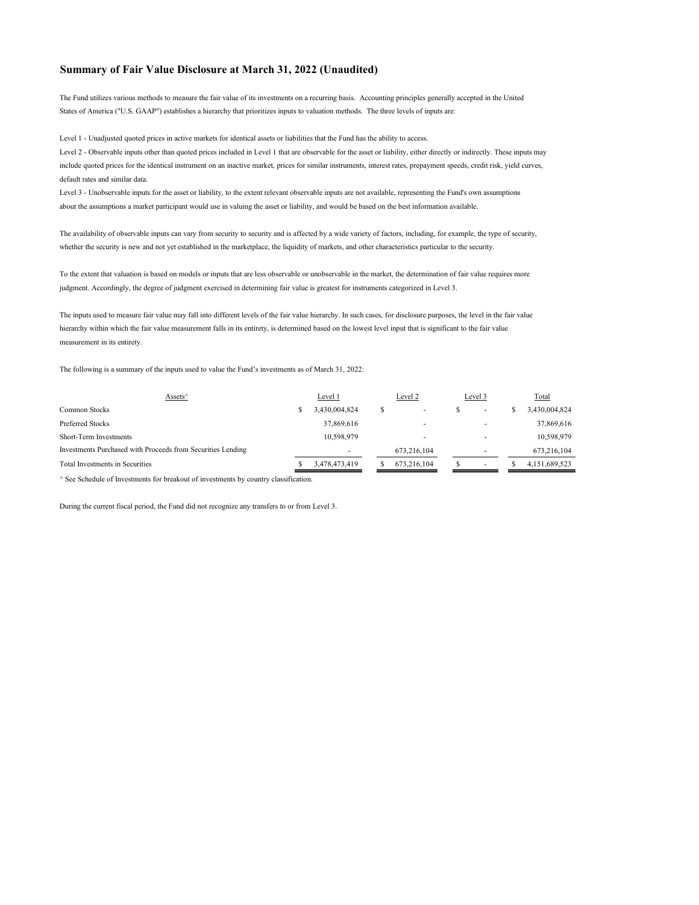## Summary of Fair Value Disclosure at March 31, 2022 (Unaudited)

The Fund utilizes various methods to measure the fair value of its investments on a recurring basis. Accounting principles generally accepted in the United States of America ("U.S. GAAP") establishes a hierarchy that prioritizes inputs to valuation methods. The three levels of inputs are:

Level 1 - Unadjusted quoted prices in active markets for identical assets or liabilities that the Fund has the ability to access.

Level 2 - Observable inputs other than quoted prices included in Level 1 that are observable for the asset or liability, either directly or indirectly. These inputs may include quoted prices for the identical instrument on an inactive market, prices for similar instruments, interest rates, prepayment speeds, credit risk, yield curves, default rates and similar data.

Level 3 - Unobservable inputs for the asset or liability, to the extent relevant observable inputs are not available, representing the Fund's own assumptions about the assumptions a market participant would use in valuing the asset or liability, and would be based on the best information available.

The availability of observable inputs can vary from security to security and is affected by a wide variety of factors, including, for example, the type of security, whether the security is new and not yet established in the marketplace, the liquidity of markets, and other characteristics particular to the security.

To the extent that valuation is based on models or inputs that are less observable or unobservable in the market, the determination of fair value requires more judgment. Accordingly, the degree of judgment exercised in determining fair value is greatest for instruments categorized in Level 3.

The inputs used to measure fair value may fall into different levels of the fair value hierarchy. In such cases, for disclosure purposes, the level in the fair value hierarchy within which the fair value measurement falls in its entirety, is determined based on the lowest level input that is significant to the fair value measurement in its entirety.

The following is a summary of the inputs used to value the Fund's investments as of March 31, 2022:

| Assets^ | Level 1 | Level 2 | Level 3 | Total |
|---|---|---|---|---|
| Common Stocks | $ 3,430,004,824 | $ - | $ - | $ 3,430,004,824 |
| Preferred Stocks | 37,869,616 | - | - | 37,869,616 |
| Short-Term Investments | 10,598,979 | - | - | 10,598,979 |
| Investments Purchased with Proceeds from Securities Lending | - | 673,216,104 | - | 673,216,104 |
| Total Investments in Securities | $ 3,478,473,419 | $ 673,216,104 | $ - | $ 4,151,689,523 |

^ See Schedule of Investments for breakout of investments by country classification.

During the current fiscal period, the Fund did not recognize any transfers to or from Level 3.